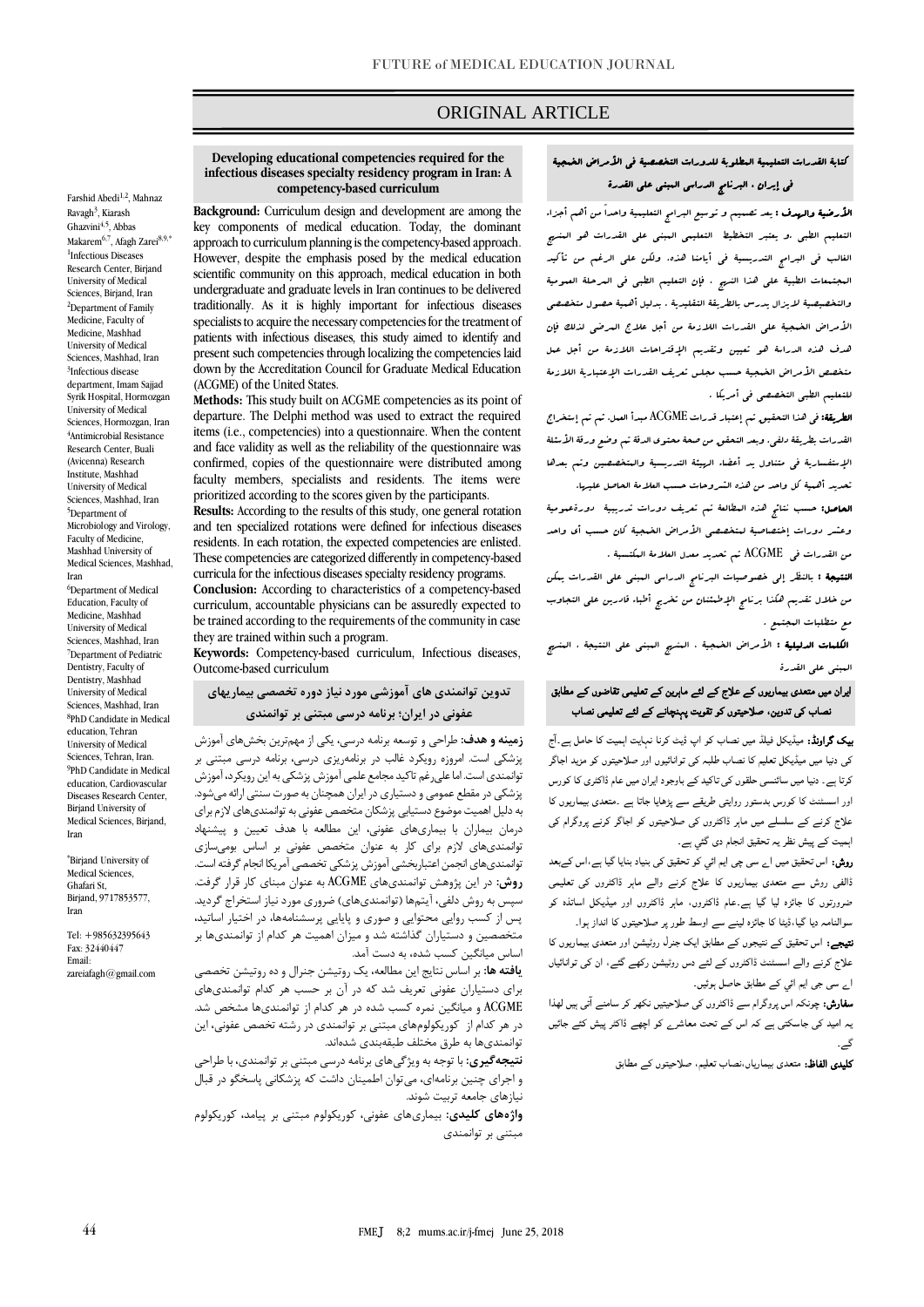ORIGINAL ARTICLE

## Developing educational competencies required for the infectious diseases specialty residency program in Iran: A competency-based curriculum

Farshid Abedi[1,2], Mahnaz Ravagh[3], Kiarash Ghazvini[4,5], Abbas Makarem[6,7], Afagh Zarei[8,9,*]

[1]Infectious Diseases Research Center, Birjand University of Medical Sciences, Birjand, Iran
[2]Department of Family Medicine, Faculty of Medicine, Mashhad University of Medical Sciences, Mashhad, Iran
[3]Infectious disease department, Imam Sajjad Syrik Hospital, Hormozgan University of Medical Sciences, Hormozgan, Iran
[4]Antimicrobial Resistance Research Center, Buali (Avicenna) Research Institute, Mashhad University of Medical Sciences, Mashhad, Iran
[5]Department of Microbiology and Virology, Faculty of Medicine, Mashhad University of Medical Sciences, Mashhad, Iran
[6]Department of Medical Education, Faculty of Medicine, Mashhad University of Medical Sciences, Mashhad, Iran
[7]Department of Pediatric Dentistry, Faculty of Dentistry, Mashhad University of Medical Sciences, Mashhad, Iran
[8]PhD Candidate in Medical education, Tehran University of Medical Sciences, Tehran, Iran.
[9]PhD Candidate in Medical education, Cardiovascular Diseases Research Center, Birjand University of Medical Sciences, Birjand, Iran

*Birjand University of Medical Sciences, Ghafari St, Birjand, 9717853577, Iran

Tel: +985632395643
Fax: 32440447
Email: zareiafagh@gmail.com

**Background:** Curriculum design and development are among the key components of medical education. Today, the dominant approach to curriculum planning is the competency-based approach. However, despite the emphasis posed by the medical education scientific community on this approach, medical education in both undergraduate and graduate levels in Iran continues to be delivered traditionally. As it is highly important for infectious diseases specialists to acquire the necessary competencies for the treatment of patients with infectious diseases, this study aimed to identify and present such competencies through localizing the competencies laid down by the Accreditation Council for Graduate Medical Education (ACGME) of the United States.

**Methods:** This study built on ACGME competencies as its point of departure. The Delphi method was used to extract the required items (i.e., competencies) into a questionnaire. When the content and face validity as well as the reliability of the questionnaire was confirmed, copies of the questionnaire were distributed among faculty members, specialists and residents. The items were prioritized according to the scores given by the participants.

**Results:** According to the results of this study, one general rotation and ten specialized rotations were defined for infectious diseases residents. In each rotation, the expected competencies are enlisted. These competencies are categorized differently in competency-based curricula for the infectious diseases specialty residency programs.

**Conclusion:** According to characteristics of a competency-based curriculum, accountable physicians can be assuredly expected to be trained according to the requirements of the community in case they are trained within such a program.

**Keywords:** Competency-based curriculum, Infectious diseases, Outcome-based curriculum

## تدوین توانمندی های آموزشی مورد نیاز دوره تخصصی بیماریهای عفونی در ایران؛ برنامه درسی مبتنی بر توانمندی

**زمینه و هدف:** طراحی و توسعه برنامه درسی، یکی از مهم‌ترین بخش‌های آموزش پزشکی است. امروزه رویکرد غالب در برنامه‌ریزی درسی، برنامه درسی مبتنی بر توانمندی است. اما علی‌رغم تاکید مجامع علمی آموزش پزشکی به این رویکرد، آموزش پزشکی در مقطع عمومی و دستیاری در ایران همچنان به صورت سنتی ارائه می‌شود. به دلیل اهمیت موضوع دستیابی پزشکان متخصص عفونی به توانمندی‌های لازم برای درمان بیماران با بیماری‌های عفونی، این مطالعه با هدف تعیین و پیشنهاد توانمندی‌های لازم برای کار به عنوان متخصص عفونی بر اساس بومی‌سازی توانمندی‌های انجمن اعتباربخشی آموزش پزشکی تخصصی آمریکا انجام گرفته است.

**روش:** در این پژوهش توانمندی‌های ACGME به عنوان مبنای کار قرار گرفت. سپس به روش دلفی، آیتم‌ها (توانمندی‌های) ضروری مورد نیاز استخراج گردید. پس از کسب روایی محتوایی و صوری و پایایی پرسشنامه‌ها، در اختیار اساتید، متخصصین و دستیاران گذاشته شد و میزان اهمیت هر کدام از توانمندی‌ها بر اساس میانگین کسب شده، به دست آمد.

**یافته ها:** بر اساس نتایج این مطالعه، یک روتیشن جنرال و ده روتیشن تخصصی برای دستیاران عفونی تعریف شد که در آن بر حسب هر کدام توانمندی‌های ACGME و میانگین نمره کسب شده در هر کدام از توانمندی‌ها مشخص شد. در هر کدام از کوریکولوم‌های مبتنی بر توانمندی در رشته تخصص عفونی، این توانمندی‌ها به طرق مختلف طبقه‌بندی شده‌اند.

**نتیجه‌گیری:** با توجه به ویژگی‌های برنامه درسی مبتنی بر توانمندی، با طراحی و اجرای چنین برنامه‌ای، می‌توان اطمینان داشت که پزشکانی پاسخگو در قبال نیازهای جامعه تربیت شوند.

**واژه‌های کلیدی:** بیماری‌های عفونی، کوریکولوم مبتنی بر پیامد، کوریکولوم مبتنی بر توانمندی

## كتابة القدرات التعليمية المطلوبة للدورات التخصصية في الأمراض الخمجية في إيران ، البرنامج الدراسي المبني على القدرة

**الأرضية والهدف :** يعد تصميم و توسيع البرامج التعليمية واحداً من أهم أجزاء التعليم الطبي .و يعتبر التخطيط التعليمي المبني على القدرات هو المنهج الغالب في البرامج التدريسية في أيامنا هذه. ولكن على الرغم من تأكيد المجتمعات الطبية على هذا النهج ، فإن التعليم الطبي في المرحلة العمومية والتخصصية لايزال يدرس بالطريقة التقليدية . بدليل أهمية حصول متخصصي الأمراض الخمجية على القدرات اللازمة من أجل علاج المرضى لذلك فإن هدف هذه الدراسة هو تعيين وتقديم الإقتراحات اللازمة من أجل عمل متخصص الأمراض الخمجية حسب مجلس تعريف القدرات الإعتبارية اللازمة للتعليم الطبي التخصصي في أمريكا .

**الطريقة:** في هذا التحقيق تم إعتبار قدرات ACGME مبدأ العمل. تم تم إستخراج القدرات بطريقة دلفي. وبعد التحقق من صحة محتوى الدقة تم وضع ورقة الأسئلة الإستفسارية في متناول يد أعضاء الهيئة التدريسية والمتخصصين وتم بعدها تحديد أهمية كل واحد من هذه الشروحات حسب العلامة الحاصل عليها.

**الحاصل:** حسب نتائج هذه المطالعة تم تعريف دورات تدريبية دورة عمومية وعشر دورات إختصاصية لمتخصصي الأمراض الخمجية كان حسب أي واحد من القدرات في ACGME تم تحديد معدل العلامة المكتسبة .

**النتيجة :** بالنظر إلى خصوصيات البرنامج الدراسي المبني على القدرات يمكن من خلال تقديم هكذا برنامج الإطمئنان من تخريج أطباء قادرين على التجاوب مع متطلبات المجتمع .

**الكلمات الدليلية :** الأمراض الخمجية ، المنهج المبني على النتيجة ، المنهج المبني على القدرة

## ایران میں متعدی بیماریوں کے علاج کے لئے ماہرین کے تعلیمی تقاضوں کے مطابق نصاب کی تدوین، صلاحیتوں کو تقویت پہنچانے کے لئے تعلیمی نصاب

**بیک گراونڈ:** میڈیکل فیلڈ میں نصاب کو اپ ڈیٹ کرنا نہایت اہمیت کا حامل ہے۔آج کی دنیا میں میڈیکل تعلیم کا نصاب طلبہ کی توانائیوں اور صلاحیتوں کو مزید اجاگر کرتا ہے۔ دنیا میں سائنسی حلقوں کی تاکید کے باوجود ایران میں عام ڈاکٹری کا کورس اور اسسٹنٹ کا کورس بدستور روایتی طریقے سے پڑھایا جاتا ہے ۔متعدی بیماریوں کا علاج کرنے کے سلسلے میں ماہر ڈاکٹروں کی صلاحیتوں کو اجاگر کرنے پروگرام کی اہمیت کے پیش نظر یہ تحقیق انجام دی گئی ہے۔

**روش:** اس تحقیق میں اے سی جی ایم ای کو تحقیق کی بنیاد بنایا گیا ہے،اس کےبعد ڈالفی روش سے متعدی بیماریوں کا علاج کرنے والے ماہر ڈاکٹروں کی تعلیمی ضرورتوں کا جائزہ لیا گیا ہے۔عام ڈاکٹروں، ماہر ڈاکٹروں اور میڈیکل اساتذہ کو سوالنامہ دیا گیا،ڈیٹا کا جائزہ لینے سے اوسط طور پر صلاحیتوں کا انداز ہوا۔

**نتیجے:** اس تحقیق کے نتیجوں کے مطابق ایک جنرل روٹیشن اور متعدی بیماریوں کا علاج کرنے والے اسسٹنٹ ڈاکٹروں کے لئے دس روٹیشن رکھے گئے، ان کی توانائیاں اے سی جی ایم ای کے مطابق حاصل ہوئیں۔

**سفارش:** چونکہ اس پروگرام سے ڈاکٹروں کی صلاحیتیں نکھر کر سامنے آتی ہیں لھذا یہ امید کی جاسکتی ہے کہ اس کے تحت معاشرے کو اچھے ڈاکٹر پیش کئے جائیں گے۔

**کلیدی الفاظ:** متعدی بیماریاں،نصاب تعلیم، صلاحیتوں کے مطابق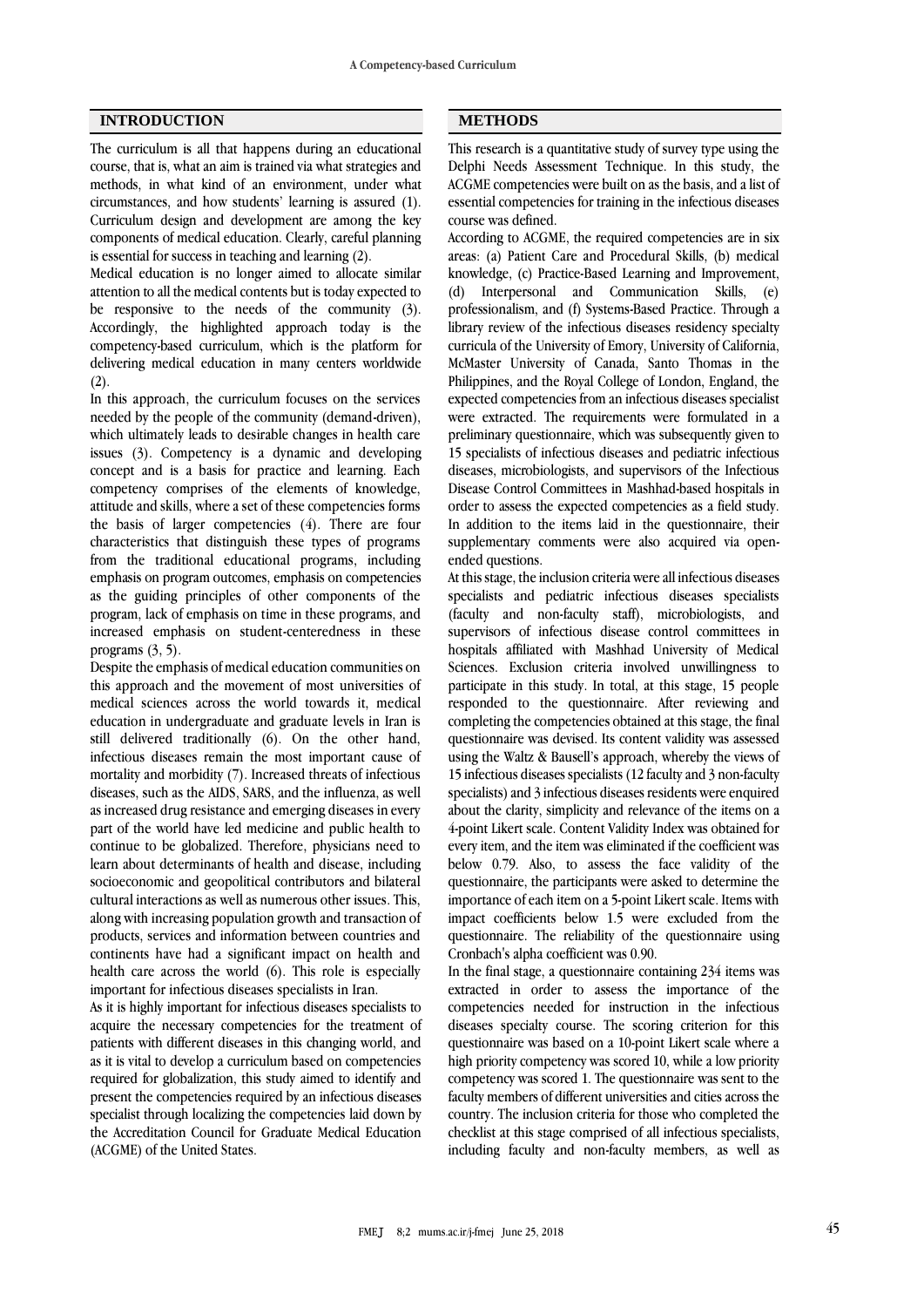## INTRODUCTION

The curriculum is all that happens during an educational course, that is, what an aim is trained via what strategies and methods, in what kind of an environment, under what circumstances, and how students' learning is assured (1). Curriculum design and development are among the key components of medical education. Clearly, careful planning is essential for success in teaching and learning (2).

Medical education is no longer aimed to allocate similar attention to all the medical contents but is today expected to be responsive to the needs of the community (3). Accordingly, the highlighted approach today is the competency-based curriculum, which is the platform for delivering medical education in many centers worldwide (2).

In this approach, the curriculum focuses on the services needed by the people of the community (demand-driven), which ultimately leads to desirable changes in health care issues (3). Competency is a dynamic and developing concept and is a basis for practice and learning. Each competency comprises of the elements of knowledge, attitude and skills, where a set of these competencies forms the basis of larger competencies (4). There are four characteristics that distinguish these types of programs from the traditional educational programs, including emphasis on program outcomes, emphasis on competencies as the guiding principles of other components of the program, lack of emphasis on time in these programs, and increased emphasis on student-centeredness in these programs (3, 5).

Despite the emphasis of medical education communities on this approach and the movement of most universities of medical sciences across the world towards it, medical education in undergraduate and graduate levels in Iran is still delivered traditionally (6). On the other hand, infectious diseases remain the most important cause of mortality and morbidity (7). Increased threats of infectious diseases, such as the AIDS, SARS, and the influenza, as well as increased drug resistance and emerging diseases in every part of the world have led medicine and public health to continue to be globalized. Therefore, physicians need to learn about determinants of health and disease, including socioeconomic and geopolitical contributors and bilateral cultural interactions as well as numerous other issues. This, along with increasing population growth and transaction of products, services and information between countries and continents have had a significant impact on health and health care across the world (6). This role is especially important for infectious diseases specialists in Iran.

As it is highly important for infectious diseases specialists to acquire the necessary competencies for the treatment of patients with different diseases in this changing world, and as it is vital to develop a curriculum based on competencies required for globalization, this study aimed to identify and present the competencies required by an infectious diseases specialist through localizing the competencies laid down by the Accreditation Council for Graduate Medical Education (ACGME) of the United States.

## METHODS

This research is a quantitative study of survey type using the Delphi Needs Assessment Technique. In this study, the ACGME competencies were built on as the basis, and a list of essential competencies for training in the infectious diseases course was defined.

According to ACGME, the required competencies are in six areas: (a) Patient Care and Procedural Skills, (b) medical knowledge, (c) Practice-Based Learning and Improvement, (d) Interpersonal and Communication Skills, (e) professionalism, and (f) Systems-Based Practice. Through a library review of the infectious diseases residency specialty curricula of the University of Emory, University of California, McMaster University of Canada, Santo Thomas in the Philippines, and the Royal College of London, England, the expected competencies from an infectious diseases specialist were extracted. The requirements were formulated in a preliminary questionnaire, which was subsequently given to 15 specialists of infectious diseases and pediatric infectious diseases, microbiologists, and supervisors of the Infectious Disease Control Committees in Mashhad-based hospitals in order to assess the expected competencies as a field study. In addition to the items laid in the questionnaire, their supplementary comments were also acquired via open-ended questions.

At this stage, the inclusion criteria were all infectious diseases specialists and pediatric infectious diseases specialists (faculty and non-faculty staff), microbiologists, and supervisors of infectious disease control committees in hospitals affiliated with Mashhad University of Medical Sciences. Exclusion criteria involved unwillingness to participate in this study. In total, at this stage, 15 people responded to the questionnaire. After reviewing and completing the competencies obtained at this stage, the final questionnaire was devised. Its content validity was assessed using the Waltz & Bausell's approach, whereby the views of 15 infectious diseases specialists (12 faculty and 3 non-faculty specialists) and 3 infectious diseases residents were enquired about the clarity, simplicity and relevance of the items on a 4-point Likert scale. Content Validity Index was obtained for every item, and the item was eliminated if the coefficient was below 0.79. Also, to assess the face validity of the questionnaire, the participants were asked to determine the importance of each item on a 5-point Likert scale. Items with impact coefficients below 1.5 were excluded from the questionnaire. The reliability of the questionnaire using Cronbach's alpha coefficient was 0.90.

In the final stage, a questionnaire containing 234 items was extracted in order to assess the importance of the competencies needed for instruction in the infectious diseases specialty course. The scoring criterion for this questionnaire was based on a 10-point Likert scale where a high priority competency was scored 10, while a low priority competency was scored 1. The questionnaire was sent to the faculty members of different universities and cities across the country. The inclusion criteria for those who completed the checklist at this stage comprised of all infectious specialists, including faculty and non-faculty members, as well as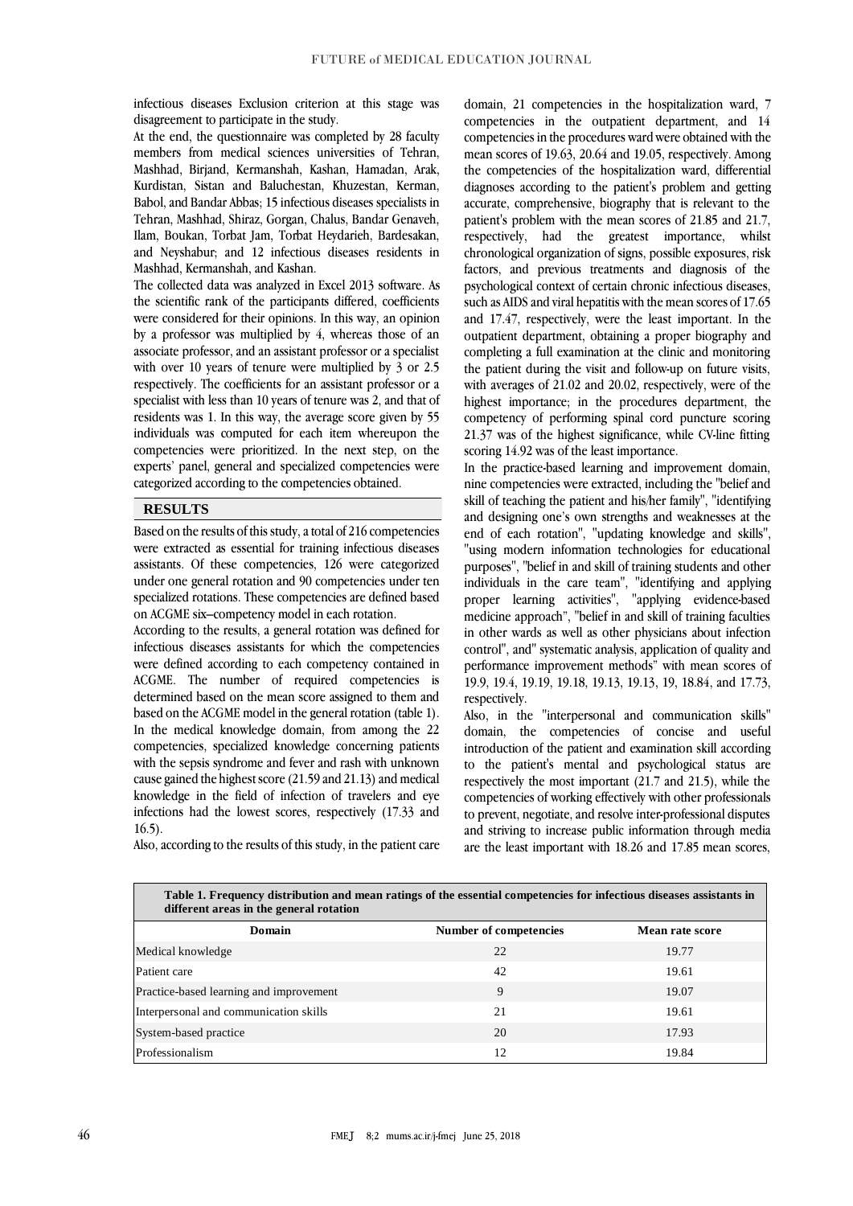infectious diseases Exclusion criterion at this stage was disagreement to participate in the study.

At the end, the questionnaire was completed by 28 faculty members from medical sciences universities of Tehran, Mashhad, Birjand, Kermanshah, Kashan, Hamadan, Arak, Kurdistan, Sistan and Baluchestan, Khuzestan, Kerman, Babol, and Bandar Abbas; 15 infectious diseases specialists in Tehran, Mashhad, Shiraz, Gorgan, Chalus, Bandar Genaveh, Ilam, Boukan, Torbat Jam, Torbat Heydarieh, Bardesakan, and Neyshabur; and 12 infectious diseases residents in Mashhad, Kermanshah, and Kashan.

The collected data was analyzed in Excel 2013 software. As the scientific rank of the participants differed, coefficients were considered for their opinions. In this way, an opinion by a professor was multiplied by 4, whereas those of an associate professor, and an assistant professor or a specialist with over 10 years of tenure were multiplied by 3 or 2.5 respectively. The coefficients for an assistant professor or a specialist with less than 10 years of tenure was 2, and that of residents was 1. In this way, the average score given by 55 individuals was computed for each item whereupon the competencies were prioritized. In the next step, on the experts' panel, general and specialized competencies were categorized according to the competencies obtained.

## RESULTS

Based on the results of this study, a total of 216 competencies were extracted as essential for training infectious diseases assistants. Of these competencies, 126 were categorized under one general rotation and 90 competencies under ten specialized rotations. These competencies are defined based on ACGME six–competency model in each rotation.

According to the results, a general rotation was defined for infectious diseases assistants for which the competencies were defined according to each competency contained in ACGME. The number of required competencies is determined based on the mean score assigned to them and based on the ACGME model in the general rotation (table 1). In the medical knowledge domain, from among the 22 competencies, specialized knowledge concerning patients with the sepsis syndrome and fever and rash with unknown cause gained the highest score (21.59 and 21.13) and medical knowledge in the field of infection of travelers and eye infections had the lowest scores, respectively (17.33 and 16.5).

Also, according to the results of this study, in the patient care domain, 21 competencies in the hospitalization ward, 7 competencies in the outpatient department, and 14 competencies in the procedures ward were obtained with the mean scores of 19.63, 20.64 and 19.05, respectively. Among the competencies of the hospitalization ward, differential diagnoses according to the patient's problem and getting accurate, comprehensive, biography that is relevant to the patient's problem with the mean scores of 21.85 and 21.7, respectively, had the greatest importance, whilst chronological organization of signs, possible exposures, risk factors, and previous treatments and diagnosis of the psychological context of certain chronic infectious diseases, such as AIDS and viral hepatitis with the mean scores of 17.65 and 17.47, respectively, were the least important. In the outpatient department, obtaining a proper biography and completing a full examination at the clinic and monitoring the patient during the visit and follow-up on future visits, with averages of 21.02 and 20.02, respectively, were of the highest importance; in the procedures department, the competency of performing spinal cord puncture scoring 21.37 was of the highest significance, while CV-line fitting scoring 14.92 was of the least importance.

In the practice-based learning and improvement domain, nine competencies were extracted, including the "belief and skill of teaching the patient and his/her family", "identifying and designing one's own strengths and weaknesses at the end of each rotation", "updating knowledge and skills", "using modern information technologies for educational purposes", "belief in and skill of training students and other individuals in the care team", "identifying and applying proper learning activities", "applying evidence-based medicine approach", "belief in and skill of training faculties in other wards as well as other physicians about infection control", and" systematic analysis, application of quality and performance improvement methods" with mean scores of 19.9, 19.4, 19.19, 19.18, 19.13, 19.13, 19, 18.84, and 17.73, respectively.

Also, in the "interpersonal and communication skills" domain, the competencies of concise and useful introduction of the patient and examination skill according to the patient's mental and psychological status are respectively the most important (21.7 and 21.5), while the competencies of working effectively with other professionals to prevent, negotiate, and resolve inter-professional disputes and striving to increase public information through media are the least important with 18.26 and 17.85 mean scores,

**Table 1. Frequency distribution and mean ratings of the essential competencies for infectious diseases assistants in different areas in the general rotation**

| Domain | Number of competencies | Mean rate score |
|---|---|---|
| Medical knowledge | 22 | 19.77 |
| Patient care | 42 | 19.61 |
| Practice-based learning and improvement | 9 | 19.07 |
| Interpersonal and communication skills | 21 | 19.61 |
| System-based practice | 20 | 17.93 |
| Professionalism | 12 | 19.84 |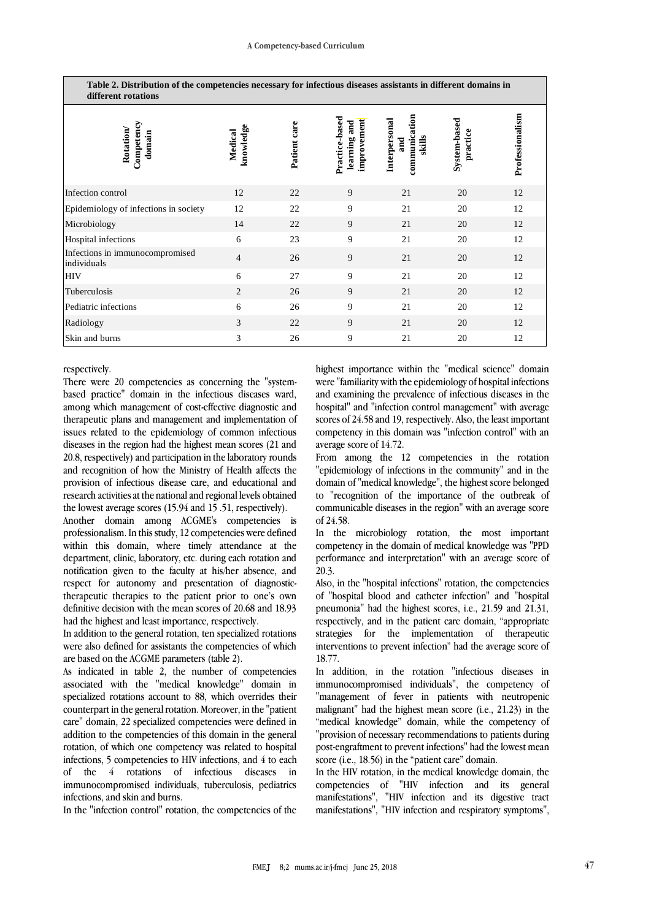**Table 2. Distribution of the competencies necessary for infectious diseases assistants in different domains in different rotations**

| Rotation/ Competency domain | Medical knowledge | Patient care | Practice-based learning and improvement | Interpersonal and communication skills | System-based practice | Professionalism |
|---|---|---|---|---|---|---|
| Infection control | 12 | 22 | 9 | 21 | 20 | 12 |
| Epidemiology of infections in society | 12 | 22 | 9 | 21 | 20 | 12 |
| Microbiology | 14 | 22 | 9 | 21 | 20 | 12 |
| Hospital infections | 6 | 23 | 9 | 21 | 20 | 12 |
| Infections in immunocompromised individuals | 4 | 26 | 9 | 21 | 20 | 12 |
| HIV | 6 | 27 | 9 | 21 | 20 | 12 |
| Tuberculosis | 2 | 26 | 9 | 21 | 20 | 12 |
| Pediatric infections | 6 | 26 | 9 | 21 | 20 | 12 |
| Radiology | 3 | 22 | 9 | 21 | 20 | 12 |
| Skin and burns | 3 | 26 | 9 | 21 | 20 | 12 |

respectively.

There were 20 competencies as concerning the "system-based practice" domain in the infectious diseases ward, among which management of cost-effective diagnostic and therapeutic plans and management and implementation of issues related to the epidemiology of common infectious diseases in the region had the highest mean scores (21 and 20.8, respectively) and participation in the laboratory rounds and recognition of how the Ministry of Health affects the provision of infectious disease care, and educational and research activities at the national and regional levels obtained the lowest average scores (15.94 and 15 .51, respectively).

Another domain among ACGME's competencies is professionalism. In this study, 12 competencies were defined within this domain, where timely attendance at the department, clinic, laboratory, etc. during each rotation and notification given to the faculty at his/her absence, and respect for autonomy and presentation of diagnostic-therapeutic therapies to the patient prior to one's own definitive decision with the mean scores of 20.68 and 18.93 had the highest and least importance, respectively.

In addition to the general rotation, ten specialized rotations were also defined for assistants the competencies of which are based on the ACGME parameters (table 2).

As indicated in table 2, the number of competencies associated with the "medical knowledge" domain in specialized rotations account to 88, which overrides their counterpart in the general rotation. Moreover, in the "patient care" domain, 22 specialized competencies were defined in addition to the competencies of this domain in the general rotation, of which one competency was related to hospital infections, 5 competencies to HIV infections, and 4 to each of the 4 rotations of infectious diseases in immunocompromised individuals, tuberculosis, pediatrics infections, and skin and burns.

In the "infection control" rotation, the competencies of the highest importance within the "medical science" domain were "familiarity with the epidemiology of hospital infections and examining the prevalence of infectious diseases in the hospital" and "infection control management" with average scores of 24.58 and 19, respectively. Also, the least important competency in this domain was "infection control" with an average score of 14.72.

From among the 12 competencies in the rotation "epidemiology of infections in the community" and in the domain of "medical knowledge", the highest score belonged to "recognition of the importance of the outbreak of communicable diseases in the region" with an average score of 24.58.

In the microbiology rotation, the most important competency in the domain of medical knowledge was "PPD performance and interpretation" with an average score of 20.3.

Also, in the "hospital infections" rotation, the competencies of "hospital blood and catheter infection" and "hospital pneumonia" had the highest scores, i.e., 21.59 and 21.31, respectively, and in the patient care domain, "appropriate strategies for the implementation of therapeutic interventions to prevent infection" had the average score of 18.77.

In addition, in the rotation "infectious diseases in immunocompromised individuals", the competency of "management of fever in patients with neutropenic malignant" had the highest mean score (i.e., 21.23) in the "medical knowledge" domain, while the competency of "provision of necessary recommendations to patients during post-engraftment to prevent infections" had the lowest mean score (i.e., 18.56) in the "patient care" domain.

In the HIV rotation, in the medical knowledge domain, the competencies of "HIV infection and its general manifestations", "HIV infection and its digestive tract manifestations", "HIV infection and respiratory symptoms",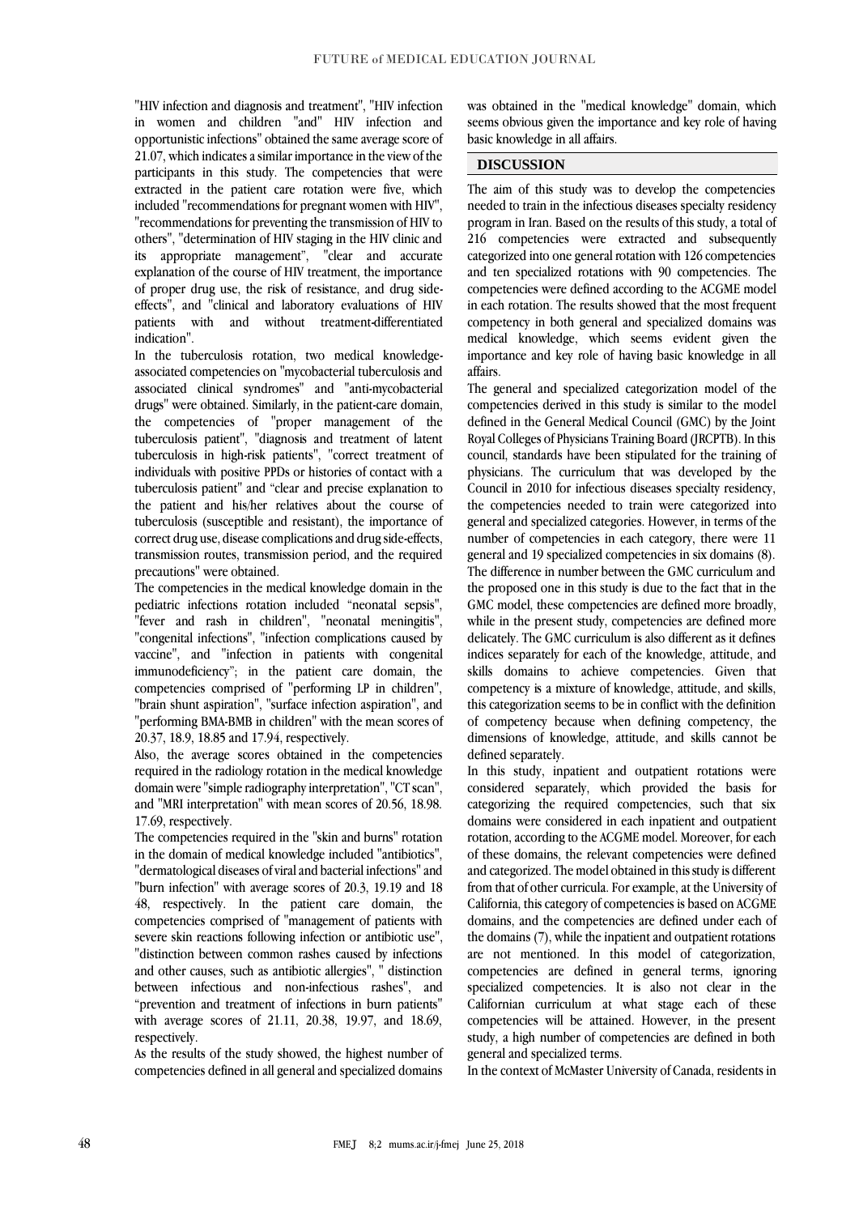"HIV infection and diagnosis and treatment", "HIV infection in women and children "and" HIV infection and opportunistic infections" obtained the same average score of 21.07, which indicates a similar importance in the view of the participants in this study. The competencies that were extracted in the patient care rotation were five, which included "recommendations for pregnant women with HIV", "recommendations for preventing the transmission of HIV to others", "determination of HIV staging in the HIV clinic and its appropriate management", "clear and accurate explanation of the course of HIV treatment, the importance of proper drug use, the risk of resistance, and drug side-effects", and "clinical and laboratory evaluations of HIV patients with and without treatment-differentiated indication".

In the tuberculosis rotation, two medical knowledge-associated competencies on "mycobacterial tuberculosis and associated clinical syndromes" and "anti-mycobacterial drugs" were obtained. Similarly, in the patient-care domain, the competencies of "proper management of the tuberculosis patient", "diagnosis and treatment of latent tuberculosis in high-risk patients", "correct treatment of individuals with positive PPDs or histories of contact with a tuberculosis patient" and "clear and precise explanation to the patient and his/her relatives about the course of tuberculosis (susceptible and resistant), the importance of correct drug use, disease complications and drug side-effects, transmission routes, transmission period, and the required precautions" were obtained.

The competencies in the medical knowledge domain in the pediatric infections rotation included "neonatal sepsis", "fever and rash in children", "neonatal meningitis", "congenital infections", "infection complications caused by vaccine", and "infection in patients with congenital immunodeficiency"; in the patient care domain, the competencies comprised of "performing LP in children", "brain shunt aspiration", "surface infection aspiration", and "performing BMA-BMB in children" with the mean scores of 20.37, 18.9, 18.85 and 17.94, respectively.

Also, the average scores obtained in the competencies required in the radiology rotation in the medical knowledge domain were "simple radiography interpretation", "CT scan", and "MRI interpretation" with mean scores of 20.56, 18.98. 17.69, respectively.

The competencies required in the "skin and burns" rotation in the domain of medical knowledge included "antibiotics", "dermatological diseases of viral and bacterial infections" and "burn infection" with average scores of 20.3, 19.19 and 18 48, respectively. In the patient care domain, the competencies comprised of "management of patients with severe skin reactions following infection or antibiotic use", "distinction between common rashes caused by infections and other causes, such as antibiotic allergies", " distinction between infectious and non-infectious rashes", and "prevention and treatment of infections in burn patients" with average scores of 21.11, 20.38, 19.97, and 18.69, respectively.

As the results of the study showed, the highest number of competencies defined in all general and specialized domains was obtained in the "medical knowledge" domain, which seems obvious given the importance and key role of having basic knowledge in all affairs.

## DISCUSSION

The aim of this study was to develop the competencies needed to train in the infectious diseases specialty residency program in Iran. Based on the results of this study, a total of 216 competencies were extracted and subsequently categorized into one general rotation with 126 competencies and ten specialized rotations with 90 competencies. The competencies were defined according to the ACGME model in each rotation. The results showed that the most frequent competency in both general and specialized domains was medical knowledge, which seems evident given the importance and key role of having basic knowledge in all affairs.

The general and specialized categorization model of the competencies derived in this study is similar to the model defined in the General Medical Council (GMC) by the Joint Royal Colleges of Physicians Training Board (JRCPTB). In this council, standards have been stipulated for the training of physicians. The curriculum that was developed by the Council in 2010 for infectious diseases specialty residency, the competencies needed to train were categorized into general and specialized categories. However, in terms of the number of competencies in each category, there were 11 general and 19 specialized competencies in six domains (8). The difference in number between the GMC curriculum and the proposed one in this study is due to the fact that in the GMC model, these competencies are defined more broadly, while in the present study, competencies are defined more delicately. The GMC curriculum is also different as it defines indices separately for each of the knowledge, attitude, and skills domains to achieve competencies. Given that competency is a mixture of knowledge, attitude, and skills, this categorization seems to be in conflict with the definition of competency because when defining competency, the dimensions of knowledge, attitude, and skills cannot be defined separately.

In this study, inpatient and outpatient rotations were considered separately, which provided the basis for categorizing the required competencies, such that six domains were considered in each inpatient and outpatient rotation, according to the ACGME model. Moreover, for each of these domains, the relevant competencies were defined and categorized. The model obtained in this study is different from that of other curricula. For example, at the University of California, this category of competencies is based on ACGME domains, and the competencies are defined under each of the domains (7), while the inpatient and outpatient rotations are not mentioned. In this model of categorization, competencies are defined in general terms, ignoring specialized competencies. It is also not clear in the Californian curriculum at what stage each of these competencies will be attained. However, in the present study, a high number of competencies are defined in both general and specialized terms.

In the context of McMaster University of Canada, residents in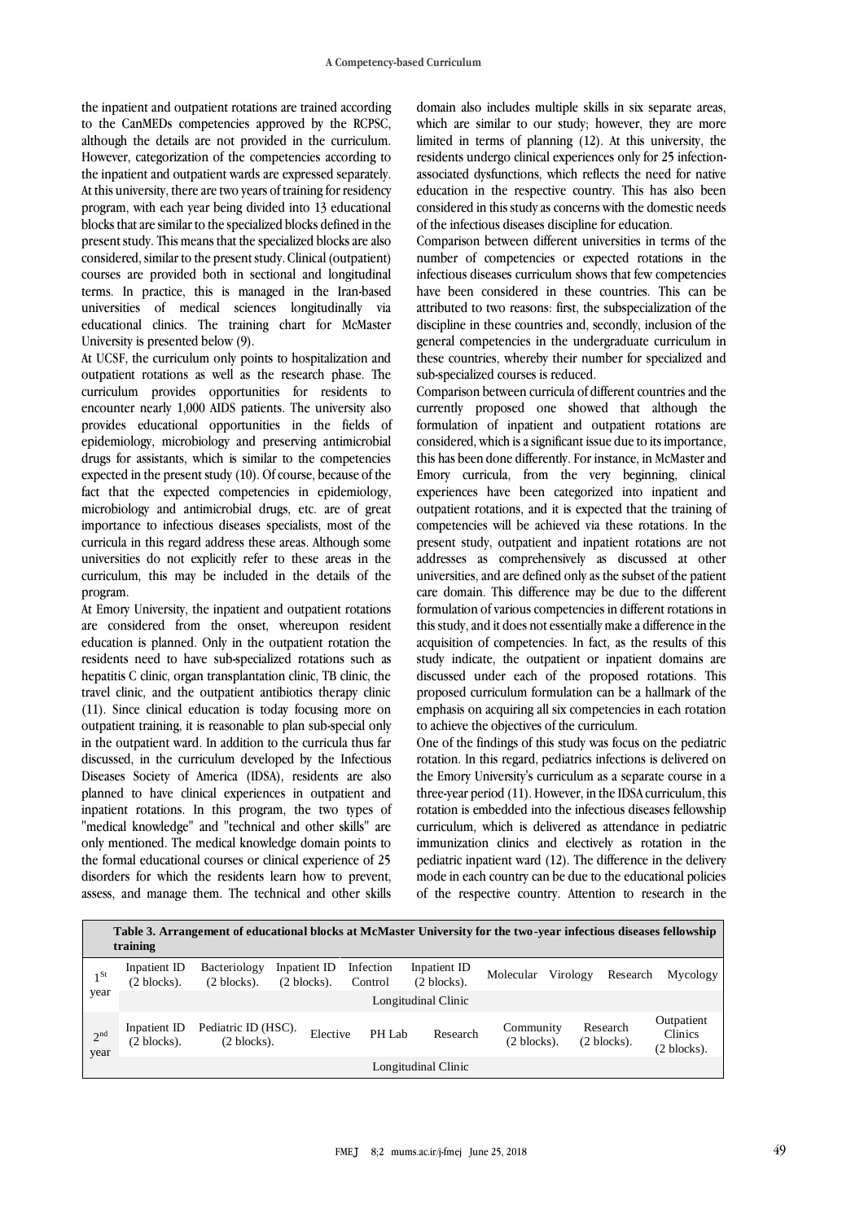the inpatient and outpatient rotations are trained according to the CanMEDs competencies approved by the RCPSC, although the details are not provided in the curriculum. However, categorization of the competencies according to the inpatient and outpatient wards are expressed separately. At this university, there are two years of training for residency program, with each year being divided into 13 educational blocks that are similar to the specialized blocks defined in the present study. This means that the specialized blocks are also considered, similar to the present study. Clinical (outpatient) courses are provided both in sectional and longitudinal terms. In practice, this is managed in the Iran-based universities of medical sciences longitudinally via educational clinics. The training chart for McMaster University is presented below (9).

At UCSF, the curriculum only points to hospitalization and outpatient rotations as well as the research phase. The curriculum provides opportunities for residents to encounter nearly 1,000 AIDS patients. The university also provides educational opportunities in the fields of epidemiology, microbiology and preserving antimicrobial drugs for assistants, which is similar to the competencies expected in the present study (10). Of course, because of the fact that the expected competencies in epidemiology, microbiology and antimicrobial drugs, etc. are of great importance to infectious diseases specialists, most of the curricula in this regard address these areas. Although some universities do not explicitly refer to these areas in the curriculum, this may be included in the details of the program.

At Emory University, the inpatient and outpatient rotations are considered from the onset, whereupon resident education is planned. Only in the outpatient rotation the residents need to have sub-specialized rotations such as hepatitis C clinic, organ transplantation clinic, TB clinic, the travel clinic, and the outpatient antibiotics therapy clinic (11). Since clinical education is today focusing more on outpatient training, it is reasonable to plan sub-special only in the outpatient ward. In addition to the curricula thus far discussed, in the curriculum developed by the Infectious Diseases Society of America (IDSA), residents are also planned to have clinical experiences in outpatient and inpatient rotations. In this program, the two types of "medical knowledge" and "technical and other skills" are only mentioned. The medical knowledge domain points to the formal educational courses or clinical experience of 25 disorders for which the residents learn how to prevent, assess, and manage them. The technical and other skills domain also includes multiple skills in six separate areas, which are similar to our study; however, they are more limited in terms of planning (12). At this university, the residents undergo clinical experiences only for 25 infection-associated dysfunctions, which reflects the need for native education in the respective country. This has also been considered in this study as concerns with the domestic needs of the infectious diseases discipline for education.

Comparison between different universities in terms of the number of competencies or expected rotations in the infectious diseases curriculum shows that few competencies have been considered in these countries. This can be attributed to two reasons: first, the subspecialization of the discipline in these countries and, secondly, inclusion of the general competencies in the undergraduate curriculum in these countries, whereby their number for specialized and sub-specialized courses is reduced.

Comparison between curricula of different countries and the currently proposed one showed that although the formulation of inpatient and outpatient rotations are considered, which is a significant issue due to its importance, this has been done differently. For instance, in McMaster and Emory curricula, from the very beginning, clinical experiences have been categorized into inpatient and outpatient rotations, and it is expected that the training of competencies will be achieved via these rotations. In the present study, outpatient and inpatient rotations are not addresses as comprehensively as discussed at other universities, and are defined only as the subset of the patient care domain. This difference may be due to the different formulation of various competencies in different rotations in this study, and it does not essentially make a difference in the acquisition of competencies. In fact, as the results of this study indicate, the outpatient or inpatient domains are discussed under each of the proposed rotations. This proposed curriculum formulation can be a hallmark of the emphasis on acquiring all six competencies in each rotation to achieve the objectives of the curriculum.

One of the findings of this study was focus on the pediatric rotation. In this regard, pediatrics infections is delivered on the Emory University's curriculum as a separate course in a three-year period (11). However, in the IDSA curriculum, this rotation is embedded into the infectious diseases fellowship curriculum, which is delivered as attendance in pediatric immunization clinics and electively as rotation in the pediatric inpatient ward (12). The difference in the delivery mode in each country can be due to the educational policies of the respective country. Attention to research in the

**Table 3. Arrangement of educational blocks at McMaster University for the two-year infectious diseases fellowship training**

| | | | | | | | | | |
|---|---|---|---|---|---|---|---|---|---|
| 1st year | Inpatient ID (2 blocks). | Bacteriology (2 blocks). | Inpatient ID (2 blocks). | Infection Control | Inpatient ID (2 blocks). | Molecular | Virology | Research | Mycology |
| | Longitudinal Clinic | | | | | | | | |
| 2nd year | Inpatient ID (2 blocks). | Pediatric ID (HSC). (2 blocks). | Elective | PH Lab | Research | Community (2 blocks). | Research (2 blocks). | Outpatient Clinics (2 blocks). | |
| | Longitudinal Clinic | | | | | | | | |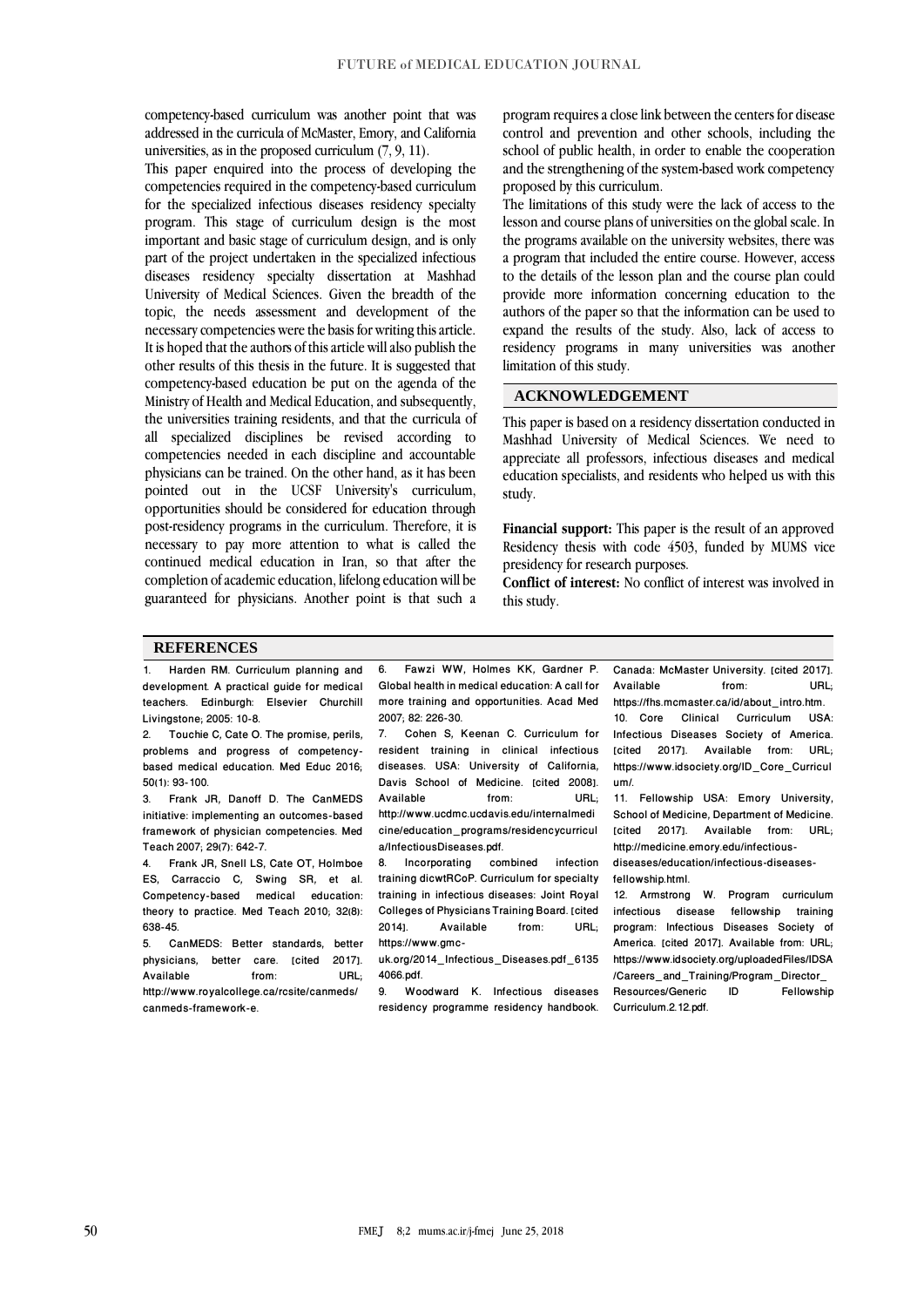competency-based curriculum was another point that was addressed in the curricula of McMaster, Emory, and California universities, as in the proposed curriculum (7, 9, 11).

This paper enquired into the process of developing the competencies required in the competency-based curriculum for the specialized infectious diseases residency specialty program. This stage of curriculum design is the most important and basic stage of curriculum design, and is only part of the project undertaken in the specialized infectious diseases residency specialty dissertation at Mashhad University of Medical Sciences. Given the breadth of the topic, the needs assessment and development of the necessary competencies were the basis for writing this article. It is hoped that the authors of this article will also publish the other results of this thesis in the future. It is suggested that competency-based education be put on the agenda of the Ministry of Health and Medical Education, and subsequently, the universities training residents, and that the curricula of all specialized disciplines be revised according to competencies needed in each discipline and accountable physicians can be trained. On the other hand, as it has been pointed out in the UCSF University's curriculum, opportunities should be considered for education through post-residency programs in the curriculum. Therefore, it is necessary to pay more attention to what is called the continued medical education in Iran, so that after the completion of academic education, lifelong education will be guaranteed for physicians. Another point is that such a program requires a close link between the centers for disease control and prevention and other schools, including the school of public health, in order to enable the cooperation and the strengthening of the system-based work competency proposed by this curriculum.

The limitations of this study were the lack of access to the lesson and course plans of universities on the global scale. In the programs available on the university websites, there was a program that included the entire course. However, access to the details of the lesson plan and the course plan could provide more information concerning education to the authors of the paper so that the information can be used to expand the results of the study. Also, lack of access to residency programs in many universities was another limitation of this study.

## ACKNOWLEDGEMENT

This paper is based on a residency dissertation conducted in Mashhad University of Medical Sciences. We need to appreciate all professors, infectious diseases and medical education specialists, and residents who helped us with this study.

**Financial support:** This paper is the result of an approved Residency thesis with code 4503, funded by MUMS vice presidency for research purposes.

**Conflict of interest:** No conflict of interest was involved in this study.

## REFERENCES

1. Harden RM. Curriculum planning and development. A practical guide for medical teachers. Edinburgh: Elsevier Churchill Livingstone; 2005: 10-8.
2. Touchie C, Cate O. The promise, perils, problems and progress of competency-based medical education. Med Educ 2016; 50(1): 93-100.
3. Frank JR, Danoff D. The CanMEDS initiative: implementing an outcomes-based framework of physician competencies. Med Teach 2007; 29(7): 642-7.
4. Frank JR, Snell LS, Cate OT, Holmboe ES, Carraccio C, Swing SR, et al. Competency-based medical education: theory to practice. Med Teach 2010; 32(8): 638-45.
5. CanMEDS: Better standards, better physicians, better care. [cited 2017]. Available from: URL; http://www.royalcollege.ca/rcsite/canmeds/canmeds-framework-e.
6. Fawzi WW, Holmes KK, Gardner P. Global health in medical education: A call for more training and opportunities. Acad Med 2007; 82: 226-30.
7. Cohen S, Keenan C. Curriculum for resident training in clinical infectious diseases. USA: University of California, Davis School of Medicine. [cited 2008]. Available from: URL; http://www.ucdmc.ucdavis.edu/internalmedicine/education_programs/residencycurricula/InfectiousDiseases.pdf.
8. Incorporating combined infection training dicwtRCoP. Curriculum for specialty training in infectious diseases: Joint Royal Colleges of Physicians Training Board. [cited 2014]. Available from: URL; https://www.gmc-uk.org/2014_Infectious_Diseases.pdf_61354066.pdf.
9. Woodward K. Infectious diseases residency programme residency handbook. Canada: McMaster University. [cited 2017]. Available from: URL; https://fhs.mcmaster.ca/id/about_intro.htm.
10. Core Clinical Curriculum USA: Infectious Diseases Society of America. [cited 2017]. Available from: URL; https://www.idsociety.org/ID_Core_Curriculum/.
11. Fellowship USA: Emory University, School of Medicine, Department of Medicine. [cited 2017]. Available from: URL; http://medicine.emory.edu/infectious-diseases/education/infectious-diseases-fellowship.html.
12. Armstrong W. Program curriculum infectious disease fellowship training program: Infectious Diseases Society of America. [cited 2017]. Available from: URL; https://www.idsociety.org/uploadedFiles/IDSA/Careers_and_Training/Program_Director_Resources/Generic ID Fellowship Curriculum.2.12.pdf.